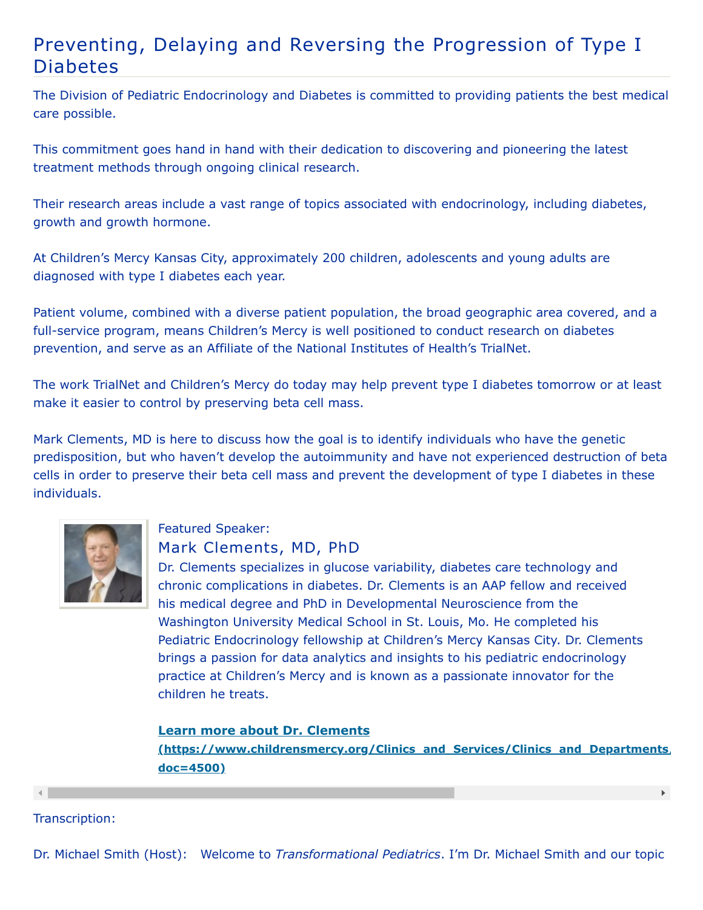# Preventing, Delaying and Reversing the Progression of Type I Diabetes

The Division of Pediatric Endocrinology and Diabetes is committed to providing patients the best medical care possible.

This commitment goes hand in hand with their dedication to discovering and pioneering the latest treatment methods through ongoing clinical research.

Their research areas include a vast range of topics associated with endocrinology, including diabetes, growth and growth hormone.

At Children's Mercy Kansas City, approximately 200 children, adolescents and young adults are diagnosed with type I diabetes each year.

Patient volume, combined with a diverse patient population, the broad geographic area covered, and a full-service program, means Children's Mercy is well positioned to conduct research on diabetes prevention, and serve as an Affiliate of the National Institutes of Health's TrialNet.

The work TrialNet and Children's Mercy do today may help prevent type I diabetes tomorrow or at least make it easier to control by preserving beta cell mass.

Mark Clements, MD is here to discuss how the goal is to identify individuals who have the genetic predisposition, but who haven't develop the autoimmunity and have not experienced destruction of beta cells in order to preserve their beta cell mass and prevent the development of type I diabetes in these individuals.

Featured Speaker:

## Mark Clements, MD, PhD

Dr. Clements specializes in glucose variability, diabetes care technology and chronic complications in diabetes. Dr. Clements is an AAP fellow and received his medical degree and PhD in Developmental Neuroscience from the Washington University Medical School in St. Louis, Mo. He completed his Pediatric Endocrinology fellowship at Children's Mercy Kansas City. Dr. Clements brings a passion for data analytics and insights to his pediatric endocrinology practice at Children's Mercy and is known as a passionate innovator for the children he treats.

**Learn more about Dr. Clements (https://www.childrensmercy.org/Clinics_and_Services/Clinics_and_Departments/ doc=4500)**

Transcription:

Dr. Michael Smith (Host): Welcome to *Transformational Pediatrics*. I'm Dr. Michael Smith and our topic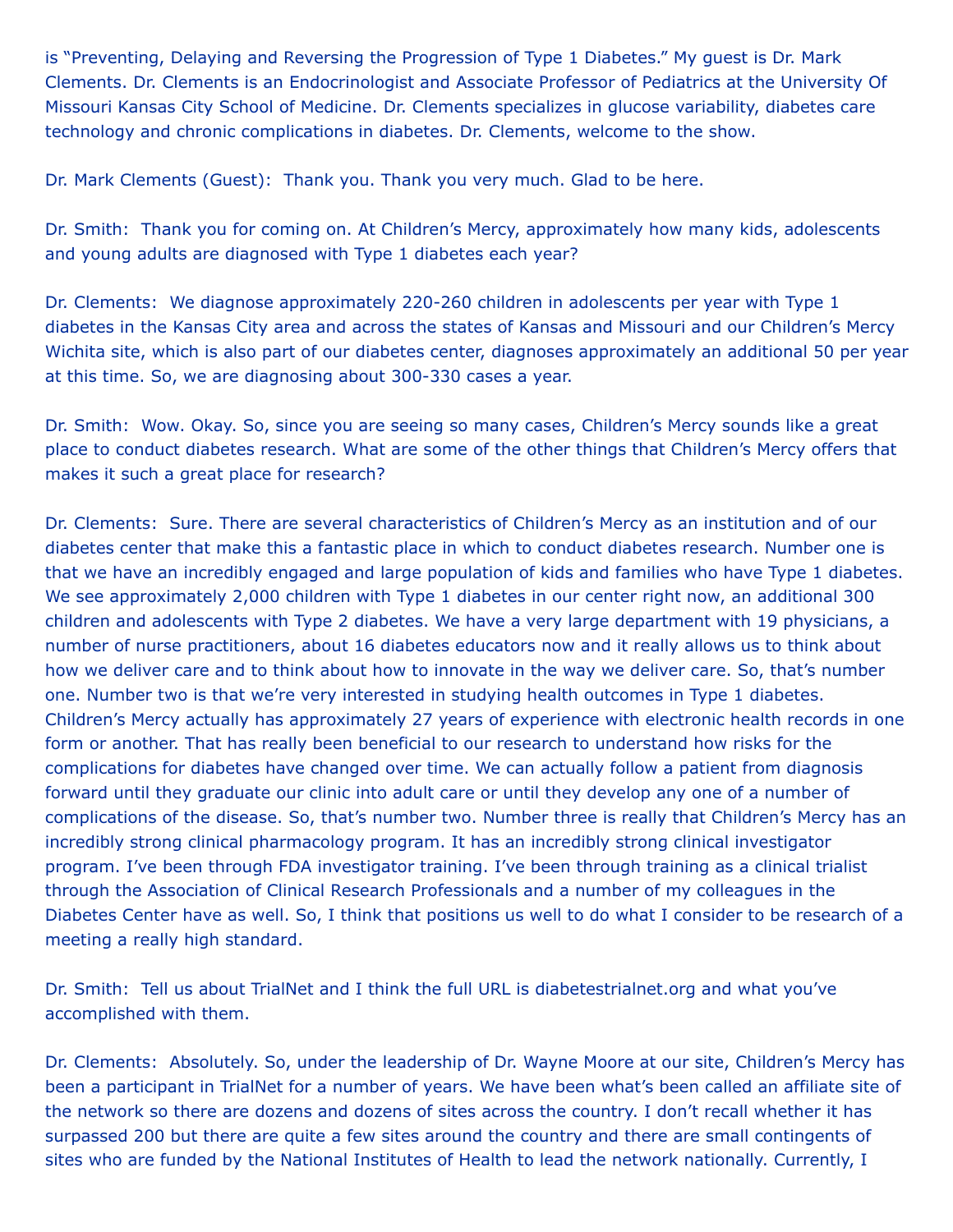is "Preventing, Delaying and Reversing the Progression of Type 1 Diabetes." My guest is Dr. Mark Clements. Dr. Clements is an Endocrinologist and Associate Professor of Pediatrics at the University Of Missouri Kansas City School of Medicine. Dr. Clements specializes in glucose variability, diabetes care technology and chronic complications in diabetes. Dr. Clements, welcome to the show.

Dr. Mark Clements (Guest): Thank you. Thank you very much. Glad to be here.

Dr. Smith: Thank you for coming on. At Children's Mercy, approximately how many kids, adolescents and young adults are diagnosed with Type 1 diabetes each year?

Dr. Clements: We diagnose approximately 220-260 children in adolescents per year with Type 1 diabetes in the Kansas City area and across the states of Kansas and Missouri and our Children's Mercy Wichita site, which is also part of our diabetes center, diagnoses approximately an additional 50 per year at this time. So, we are diagnosing about 300-330 cases a year.

Dr. Smith: Wow. Okay. So, since you are seeing so many cases, Children's Mercy sounds like a great place to conduct diabetes research. What are some of the other things that Children's Mercy offers that makes it such a great place for research?

Dr. Clements: Sure. There are several characteristics of Children's Mercy as an institution and of our diabetes center that make this a fantastic place in which to conduct diabetes research. Number one is that we have an incredibly engaged and large population of kids and families who have Type 1 diabetes. We see approximately 2,000 children with Type 1 diabetes in our center right now, an additional 300 children and adolescents with Type 2 diabetes. We have a very large department with 19 physicians, a number of nurse practitioners, about 16 diabetes educators now and it really allows us to think about how we deliver care and to think about how to innovate in the way we deliver care. So, that's number one. Number two is that we're very interested in studying health outcomes in Type 1 diabetes. Children's Mercy actually has approximately 27 years of experience with electronic health records in one form or another. That has really been beneficial to our research to understand how risks for the complications for diabetes have changed over time. We can actually follow a patient from diagnosis forward until they graduate our clinic into adult care or until they develop any one of a number of complications of the disease. So, that's number two. Number three is really that Children's Mercy has an incredibly strong clinical pharmacology program. It has an incredibly strong clinical investigator program. I've been through FDA investigator training. I've been through training as a clinical trialist through the Association of Clinical Research Professionals and a number of my colleagues in the Diabetes Center have as well. So, I think that positions us well to do what I consider to be research of a meeting a really high standard.

Dr. Smith: Tell us about TrialNet and I think the full URL is diabetestrialnet.org and what you've accomplished with them.

Dr. Clements: Absolutely. So, under the leadership of Dr. Wayne Moore at our site, Children's Mercy has been a participant in TrialNet for a number of years. We have been what's been called an affiliate site of the network so there are dozens and dozens of sites across the country. I don't recall whether it has surpassed 200 but there are quite a few sites around the country and there are small contingents of sites who are funded by the National Institutes of Health to lead the network nationally. Currently, I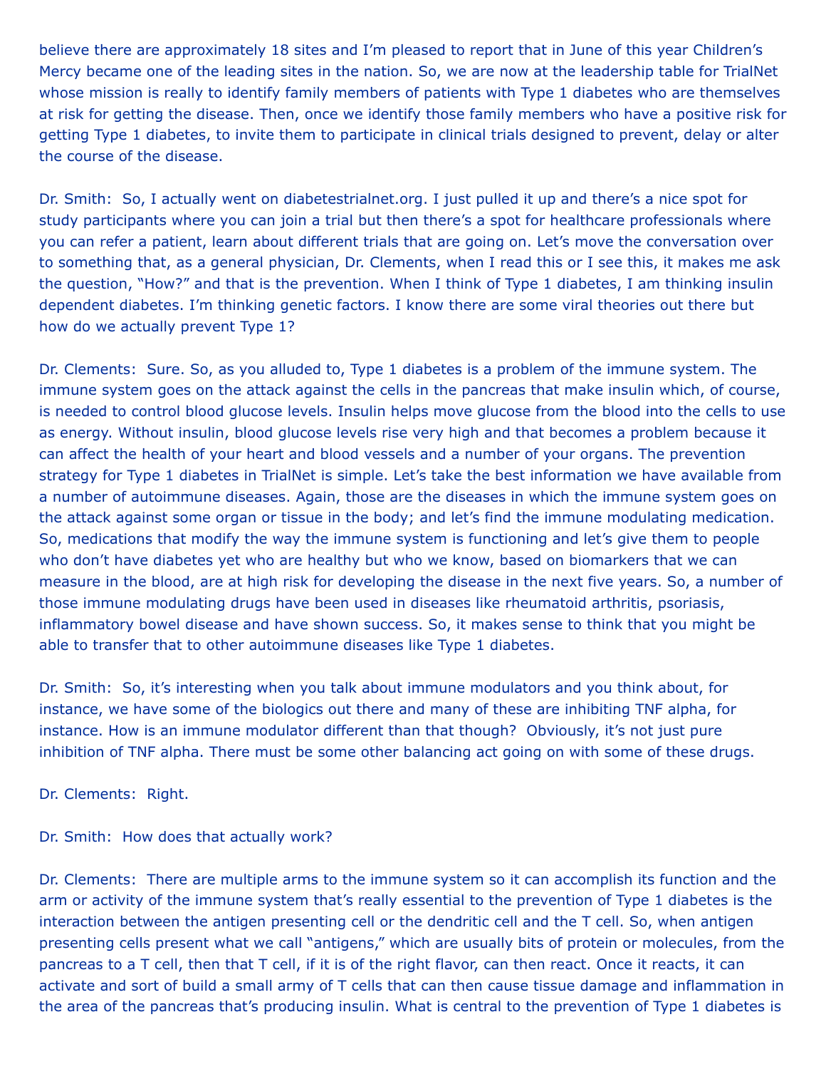believe there are approximately 18 sites and I'm pleased to report that in June of this year Children's Mercy became one of the leading sites in the nation. So, we are now at the leadership table for TrialNet whose mission is really to identify family members of patients with Type 1 diabetes who are themselves at risk for getting the disease. Then, once we identify those family members who have a positive risk for getting Type 1 diabetes, to invite them to participate in clinical trials designed to prevent, delay or alter the course of the disease.

Dr. Smith: So, I actually went on diabetestrialnet.org. I just pulled it up and there's a nice spot for study participants where you can join a trial but then there's a spot for healthcare professionals where you can refer a patient, learn about different trials that are going on. Let's move the conversation over to something that, as a general physician, Dr. Clements, when I read this or I see this, it makes me ask the question, "How?" and that is the prevention. When I think of Type 1 diabetes, I am thinking insulin dependent diabetes. I'm thinking genetic factors. I know there are some viral theories out there but how do we actually prevent Type 1?

Dr. Clements: Sure. So, as you alluded to, Type 1 diabetes is a problem of the immune system. The immune system goes on the attack against the cells in the pancreas that make insulin which, of course, is needed to control blood glucose levels. Insulin helps move glucose from the blood into the cells to use as energy. Without insulin, blood glucose levels rise very high and that becomes a problem because it can affect the health of your heart and blood vessels and a number of your organs. The prevention strategy for Type 1 diabetes in TrialNet is simple. Let's take the best information we have available from a number of autoimmune diseases. Again, those are the diseases in which the immune system goes on the attack against some organ or tissue in the body; and let's find the immune modulating medication. So, medications that modify the way the immune system is functioning and let's give them to people who don't have diabetes yet who are healthy but who we know, based on biomarkers that we can measure in the blood, are at high risk for developing the disease in the next five years. So, a number of those immune modulating drugs have been used in diseases like rheumatoid arthritis, psoriasis, inflammatory bowel disease and have shown success. So, it makes sense to think that you might be able to transfer that to other autoimmune diseases like Type 1 diabetes.

Dr. Smith: So, it's interesting when you talk about immune modulators and you think about, for instance, we have some of the biologics out there and many of these are inhibiting TNF alpha, for instance. How is an immune modulator different than that though? Obviously, it's not just pure inhibition of TNF alpha. There must be some other balancing act going on with some of these drugs.

Dr. Clements: Right.

Dr. Smith: How does that actually work?

Dr. Clements: There are multiple arms to the immune system so it can accomplish its function and the arm or activity of the immune system that's really essential to the prevention of Type 1 diabetes is the interaction between the antigen presenting cell or the dendritic cell and the T cell. So, when antigen presenting cells present what we call "antigens," which are usually bits of protein or molecules, from the pancreas to a T cell, then that T cell, if it is of the right flavor, can then react. Once it reacts, it can activate and sort of build a small army of T cells that can then cause tissue damage and inflammation in the area of the pancreas that's producing insulin. What is central to the prevention of Type 1 diabetes is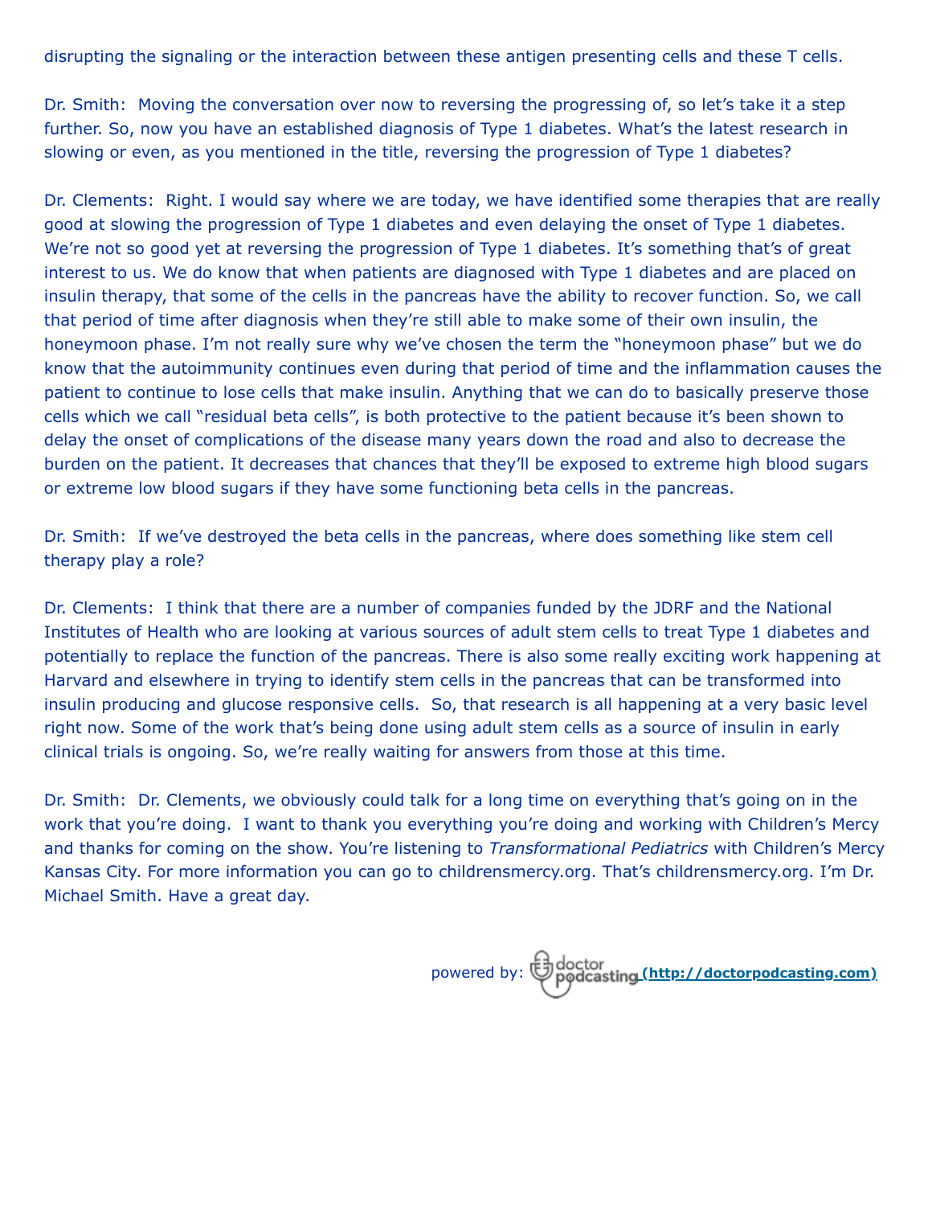disrupting the signaling or the interaction between these antigen presenting cells and these T cells.

Dr. Smith: Moving the conversation over now to reversing the progressing of, so let's take it a step further. So, now you have an established diagnosis of Type 1 diabetes. What's the latest research in slowing or even, as you mentioned in the title, reversing the progression of Type 1 diabetes?

Dr. Clements: Right. I would say where we are today, we have identified some therapies that are really good at slowing the progression of Type 1 diabetes and even delaying the onset of Type 1 diabetes. We're not so good yet at reversing the progression of Type 1 diabetes. It's something that's of great interest to us. We do know that when patients are diagnosed with Type 1 diabetes and are placed on insulin therapy, that some of the cells in the pancreas have the ability to recover function. So, we call that period of time after diagnosis when they're still able to make some of their own insulin, the honeymoon phase. I'm not really sure why we've chosen the term the "honeymoon phase" but we do know that the autoimmunity continues even during that period of time and the inflammation causes the patient to continue to lose cells that make insulin. Anything that we can do to basically preserve those cells which we call "residual beta cells", is both protective to the patient because it's been shown to delay the onset of complications of the disease many years down the road and also to decrease the burden on the patient. It decreases that chances that they'll be exposed to extreme high blood sugars or extreme low blood sugars if they have some functioning beta cells in the pancreas.

Dr. Smith: If we've destroyed the beta cells in the pancreas, where does something like stem cell therapy play a role?

Dr. Clements: I think that there are a number of companies funded by the JDRF and the National Institutes of Health who are looking at various sources of adult stem cells to treat Type 1 diabetes and potentially to replace the function of the pancreas. There is also some really exciting work happening at Harvard and elsewhere in trying to identify stem cells in the pancreas that can be transformed into insulin producing and glucose responsive cells. So, that research is all happening at a very basic level right now. Some of the work that's being done using adult stem cells as a source of insulin in early clinical trials is ongoing. So, we're really waiting for answers from those at this time.

Dr. Smith: Dr. Clements, we obviously could talk for a long time on everything that's going on in the work that you're doing. I want to thank you everything you're doing and working with Children's Mercy and thanks for coming on the show. You're listening to *Transformational Pediatrics* with Children's Mercy Kansas City. For more information you can go to childrensmercy.org. That's childrensmercy.org. I'm Dr. Michael Smith. Have a great day.

powered by: doctor podcasting [(http://doctorpodcasting.com)](http://doctorpodcasting.com)